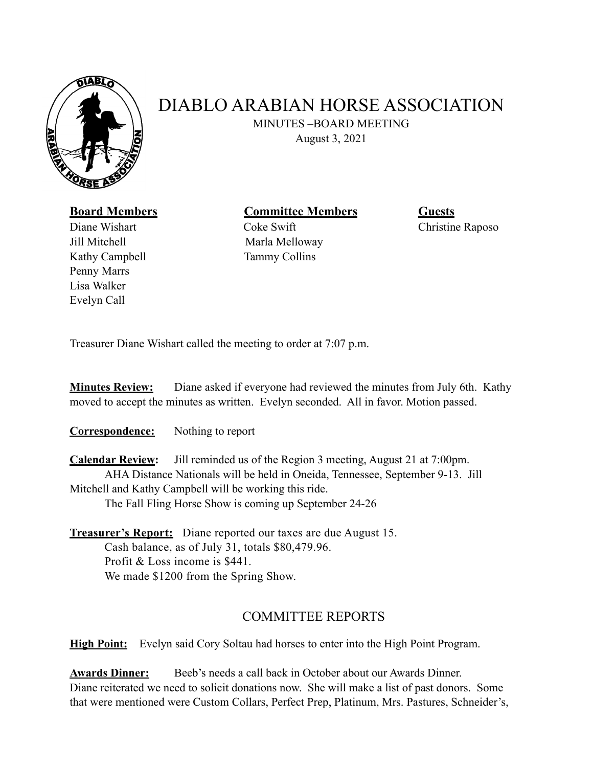# DIABLO ARABIAN HORSE ASSOCIATION

MINUTES –BOARD MEETING
August 3, 2021

| **Board Members** | **Committee Members** | **Guests** |
|---|---|---|
| Diane Wishart | Coke Swift | Christine Raposo |
| Jill Mitchell | Marla Melloway | |
| Kathy Campbell | Tammy Collins | |
| Penny Marrs | | |
| Lisa Walker | | |
| Evelyn Call | | |

Treasurer Diane Wishart called the meeting to order at 7:07 p.m.

**Minutes Review:** Diane asked if everyone had reviewed the minutes from July 6th. Kathy moved to accept the minutes as written. Evelyn seconded. All in favor. Motion passed.

**Correspondence:** Nothing to report

**Calendar Review:** Jill reminded us of the Region 3 meeting, August 21 at 7:00pm.
AHA Distance Nationals will be held in Oneida, Tennessee, September 9-13. Jill Mitchell and Kathy Campbell will be working this ride.
The Fall Fling Horse Show is coming up September 24-26

**Treasurer's Report:** Diane reported our taxes are due August 15.
Cash balance, as of July 31, totals $80,479.96.
Profit & Loss income is $441.
We made $1200 from the Spring Show.

## COMMITTEE REPORTS

**High Point:** Evelyn said Cory Soltau had horses to enter into the High Point Program.

**Awards Dinner:** Beeb's needs a call back in October about our Awards Dinner.
Diane reiterated we need to solicit donations now. She will make a list of past donors. Some that were mentioned were Custom Collars, Perfect Prep, Platinum, Mrs. Pastures, Schneider's,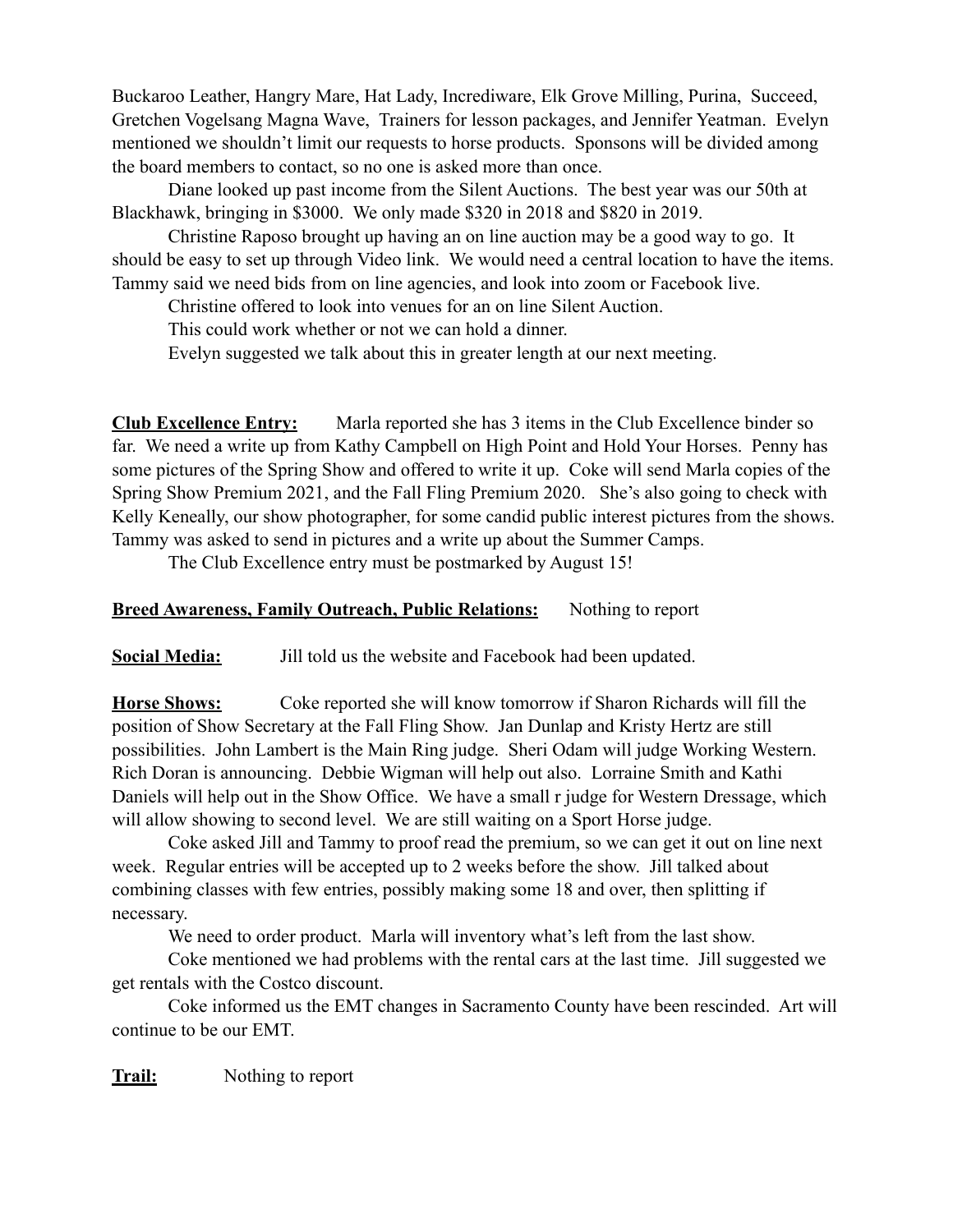Buckaroo Leather, Hangry Mare, Hat Lady, Incrediware, Elk Grove Milling, Purina, Succeed, Gretchen Vogelsang Magna Wave, Trainers for lesson packages, and Jennifer Yeatman. Evelyn mentioned we shouldn't limit our requests to horse products. Sponsons will be divided among the board members to contact, so no one is asked more than once.

Diane looked up past income from the Silent Auctions. The best year was our 50th at Blackhawk, bringing in $3000. We only made $320 in 2018 and $820 in 2019.

Christine Raposo brought up having an on line auction may be a good way to go. It should be easy to set up through Video link. We would need a central location to have the items. Tammy said we need bids from on line agencies, and look into zoom or Facebook live.

Christine offered to look into venues for an on line Silent Auction.

This could work whether or not we can hold a dinner.

Evelyn suggested we talk about this in greater length at our next meeting.

**<u>Club Excellence Entry:</u>** Marla reported she has 3 items in the Club Excellence binder so far. We need a write up from Kathy Campbell on High Point and Hold Your Horses. Penny has some pictures of the Spring Show and offered to write it up. Coke will send Marla copies of the Spring Show Premium 2021, and the Fall Fling Premium 2020. She's also going to check with Kelly Keneally, our show photographer, for some candid public interest pictures from the shows. Tammy was asked to send in pictures and a write up about the Summer Camps.

The Club Excellence entry must be postmarked by August 15!

**<u>Breed Awareness, Family Outreach, Public Relations:</u>** Nothing to report

**<u>Social Media:</u>** Jill told us the website and Facebook had been updated.

**<u>Horse Shows:</u>** Coke reported she will know tomorrow if Sharon Richards will fill the position of Show Secretary at the Fall Fling Show. Jan Dunlap and Kristy Hertz are still possibilities. John Lambert is the Main Ring judge. Sheri Odam will judge Working Western. Rich Doran is announcing. Debbie Wigman will help out also. Lorraine Smith and Kathi Daniels will help out in the Show Office. We have a small r judge for Western Dressage, which will allow showing to second level. We are still waiting on a Sport Horse judge.

Coke asked Jill and Tammy to proof read the premium, so we can get it out on line next week. Regular entries will be accepted up to 2 weeks before the show. Jill talked about combining classes with few entries, possibly making some 18 and over, then splitting if necessary.

We need to order product. Marla will inventory what's left from the last show.

Coke mentioned we had problems with the rental cars at the last time. Jill suggested we get rentals with the Costco discount.

Coke informed us the EMT changes in Sacramento County have been rescinded. Art will continue to be our EMT.

**<u>Trail:</u>** Nothing to report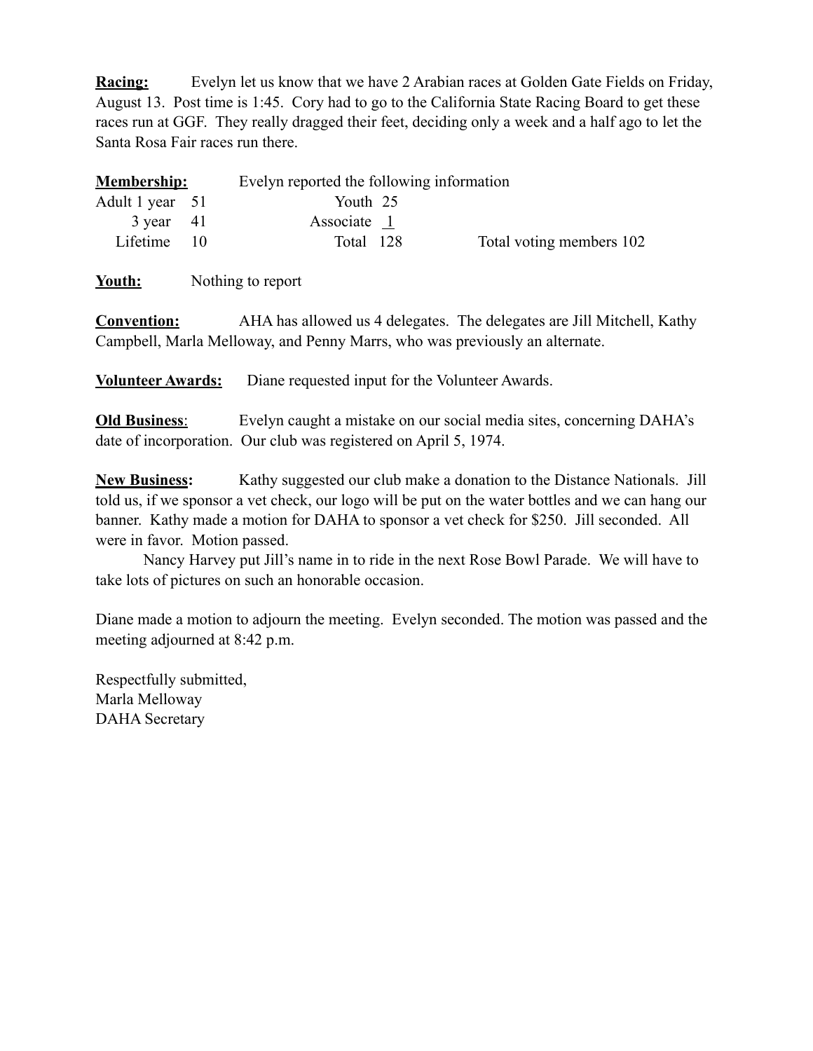**Racing:** Evelyn let us know that we have 2 Arabian races at Golden Gate Fields on Friday, August 13. Post time is 1:45. Cory had to go to the California State Racing Board to get these races run at GGF. They really dragged their feet, deciding only a week and a half ago to let the Santa Rosa Fair races run there.

**Membership:** Evelyn reported the following information

| | | | | |
|---|---|---|---|---|
| Adult 1 year | 51 | Youth | 25 | |
| 3 year | 41 | Associate | 1 | |
| Lifetime | 10 | Total | 128 | Total voting members 102 |

**Youth:** Nothing to report

**Convention:** AHA has allowed us 4 delegates. The delegates are Jill Mitchell, Kathy Campbell, Marla Melloway, and Penny Marrs, who was previously an alternate.

**Volunteer Awards:** Diane requested input for the Volunteer Awards.

**Old Business**: Evelyn caught a mistake on our social media sites, concerning DAHA's date of incorporation. Our club was registered on April 5, 1974.

**New Business:** Kathy suggested our club make a donation to the Distance Nationals. Jill told us, if we sponsor a vet check, our logo will be put on the water bottles and we can hang our banner. Kathy made a motion for DAHA to sponsor a vet check for $250. Jill seconded. All were in favor. Motion passed.

Nancy Harvey put Jill's name in to ride in the next Rose Bowl Parade. We will have to take lots of pictures on such an honorable occasion.

Diane made a motion to adjourn the meeting. Evelyn seconded. The motion was passed and the meeting adjourned at 8:42 p.m.

Respectfully submitted,
Marla Melloway
DAHA Secretary